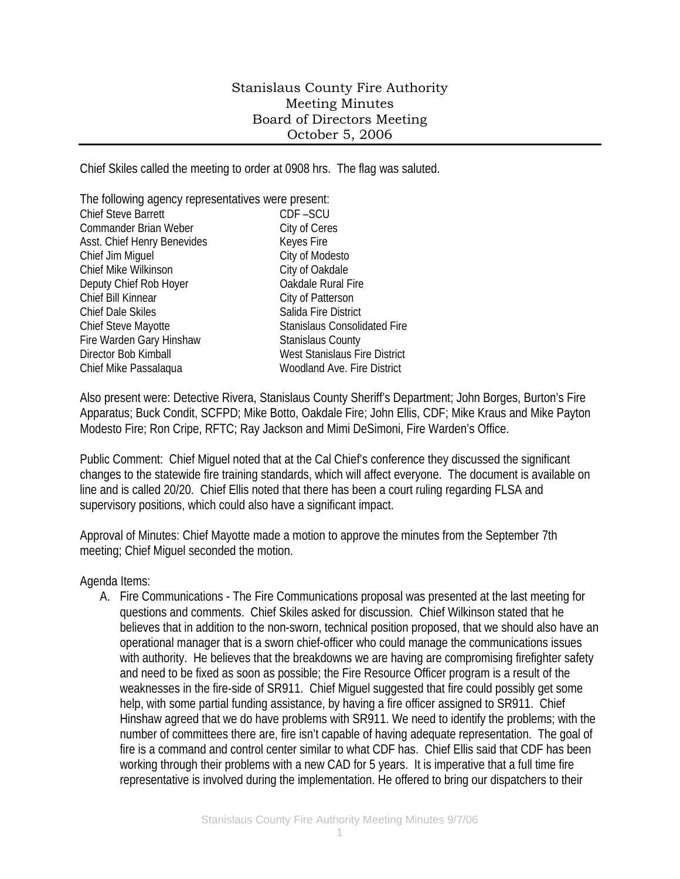# Stanislaus County Fire Authority
## Meeting Minutes
## Board of Directors Meeting
## October 5, 2006

Chief Skiles called the meeting to order at 0908 hrs. The flag was saluted.

The following agency representatives were present:

| | |
|---|---|
| Chief Steve Barrett | CDF –SCU |
| Commander Brian Weber | City of Ceres |
| Asst. Chief Henry Benevides | Keyes Fire |
| Chief Jim Miguel | City of Modesto |
| Chief Mike Wilkinson | City of Oakdale |
| Deputy Chief Rob Hoyer | Oakdale Rural Fire |
| Chief Bill Kinnear | City of Patterson |
| Chief Dale Skiles | Salida Fire District |
| Chief Steve Mayotte | Stanislaus Consolidated Fire |
| Fire Warden Gary Hinshaw | Stanislaus County |
| Director Bob Kimball | West Stanislaus Fire District |
| Chief Mike Passalaqua | Woodland Ave. Fire District |

Also present were: Detective Rivera, Stanislaus County Sheriff's Department; John Borges, Burton's Fire Apparatus; Buck Condit, SCFPD; Mike Botto, Oakdale Fire; John Ellis, CDF; Mike Kraus and Mike Payton Modesto Fire; Ron Cripe, RFTC; Ray Jackson and Mimi DeSimoni, Fire Warden's Office.

Public Comment: Chief Miguel noted that at the Cal Chief's conference they discussed the significant changes to the statewide fire training standards, which will affect everyone. The document is available on line and is called 20/20. Chief Ellis noted that there has been a court ruling regarding FLSA and supervisory positions, which could also have a significant impact.

Approval of Minutes: Chief Mayotte made a motion to approve the minutes from the September 7th meeting; Chief Miguel seconded the motion.

Agenda Items:

A. Fire Communications - The Fire Communications proposal was presented at the last meeting for questions and comments. Chief Skiles asked for discussion. Chief Wilkinson stated that he believes that in addition to the non-sworn, technical position proposed, that we should also have an operational manager that is a sworn chief-officer who could manage the communications issues with authority. He believes that the breakdowns we are having are compromising firefighter safety and need to be fixed as soon as possible; the Fire Resource Officer program is a result of the weaknesses in the fire-side of SR911. Chief Miguel suggested that fire could possibly get some help, with some partial funding assistance, by having a fire officer assigned to SR911. Chief Hinshaw agreed that we do have problems with SR911. We need to identify the problems; with the number of committees there are, fire isn't capable of having adequate representation. The goal of fire is a command and control center similar to what CDF has. Chief Ellis said that CDF has been working through their problems with a new CAD for 5 years. It is imperative that a full time fire representative is involved during the implementation. He offered to bring our dispatchers to their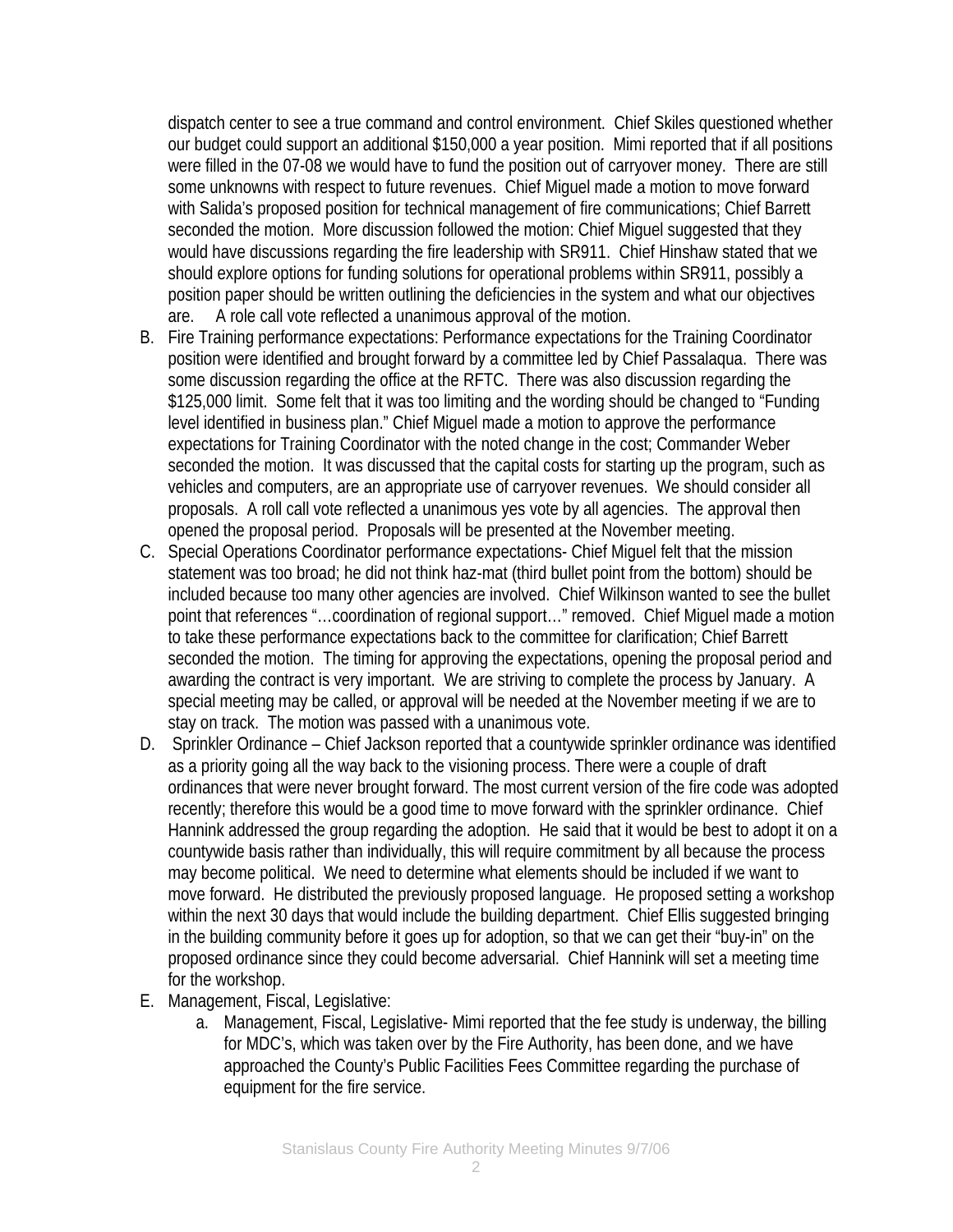dispatch center to see a true command and control environment. Chief Skiles questioned whether our budget could support an additional $150,000 a year position. Mimi reported that if all positions were filled in the 07-08 we would have to fund the position out of carryover money. There are still some unknowns with respect to future revenues. Chief Miguel made a motion to move forward with Salida's proposed position for technical management of fire communications; Chief Barrett seconded the motion. More discussion followed the motion: Chief Miguel suggested that they would have discussions regarding the fire leadership with SR911. Chief Hinshaw stated that we should explore options for funding solutions for operational problems within SR911, possibly a position paper should be written outlining the deficiencies in the system and what our objectives are. A role call vote reflected a unanimous approval of the motion.

B. Fire Training performance expectations: Performance expectations for the Training Coordinator position were identified and brought forward by a committee led by Chief Passalaqua. There was some discussion regarding the office at the RFTC. There was also discussion regarding the $125,000 limit. Some felt that it was too limiting and the wording should be changed to "Funding level identified in business plan." Chief Miguel made a motion to approve the performance expectations for Training Coordinator with the noted change in the cost; Commander Weber seconded the motion. It was discussed that the capital costs for starting up the program, such as vehicles and computers, are an appropriate use of carryover revenues. We should consider all proposals. A roll call vote reflected a unanimous yes vote by all agencies. The approval then opened the proposal period. Proposals will be presented at the November meeting.

C. Special Operations Coordinator performance expectations- Chief Miguel felt that the mission statement was too broad; he did not think haz-mat (third bullet point from the bottom) should be included because too many other agencies are involved. Chief Wilkinson wanted to see the bullet point that references "…coordination of regional support…" removed. Chief Miguel made a motion to take these performance expectations back to the committee for clarification; Chief Barrett seconded the motion. The timing for approving the expectations, opening the proposal period and awarding the contract is very important. We are striving to complete the process by January. A special meeting may be called, or approval will be needed at the November meeting if we are to stay on track. The motion was passed with a unanimous vote.

D. Sprinkler Ordinance – Chief Jackson reported that a countywide sprinkler ordinance was identified as a priority going all the way back to the visioning process. There were a couple of draft ordinances that were never brought forward. The most current version of the fire code was adopted recently; therefore this would be a good time to move forward with the sprinkler ordinance. Chief Hannink addressed the group regarding the adoption. He said that it would be best to adopt it on a countywide basis rather than individually, this will require commitment by all because the process may become political. We need to determine what elements should be included if we want to move forward. He distributed the previously proposed language. He proposed setting a workshop within the next 30 days that would include the building department. Chief Ellis suggested bringing in the building community before it goes up for adoption, so that we can get their "buy-in" on the proposed ordinance since they could become adversarial. Chief Hannink will set a meeting time for the workshop.

E. Management, Fiscal, Legislative:
   a. Management, Fiscal, Legislative- Mimi reported that the fee study is underway, the billing for MDC's, which was taken over by the Fire Authority, has been done, and we have approached the County's Public Facilities Fees Committee regarding the purchase of equipment for the fire service.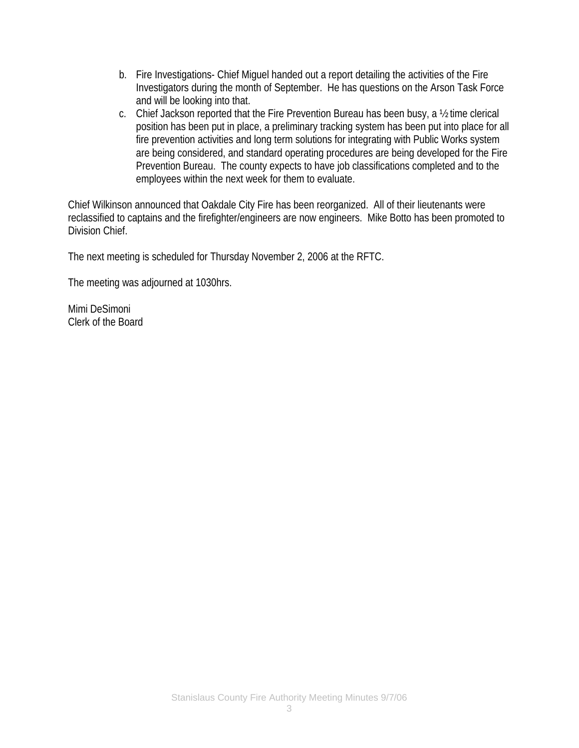b. Fire Investigations- Chief Miguel handed out a report detailing the activities of the Fire Investigators during the month of September. He has questions on the Arson Task Force and will be looking into that.
c. Chief Jackson reported that the Fire Prevention Bureau has been busy, a ½ time clerical position has been put in place, a preliminary tracking system has been put into place for all fire prevention activities and long term solutions for integrating with Public Works system are being considered, and standard operating procedures are being developed for the Fire Prevention Bureau. The county expects to have job classifications completed and to the employees within the next week for them to evaluate.

Chief Wilkinson announced that Oakdale City Fire has been reorganized. All of their lieutenants were reclassified to captains and the firefighter/engineers are now engineers. Mike Botto has been promoted to Division Chief.

The next meeting is scheduled for Thursday November 2, 2006 at the RFTC.

The meeting was adjourned at 1030hrs.

Mimi DeSimoni
Clerk of the Board